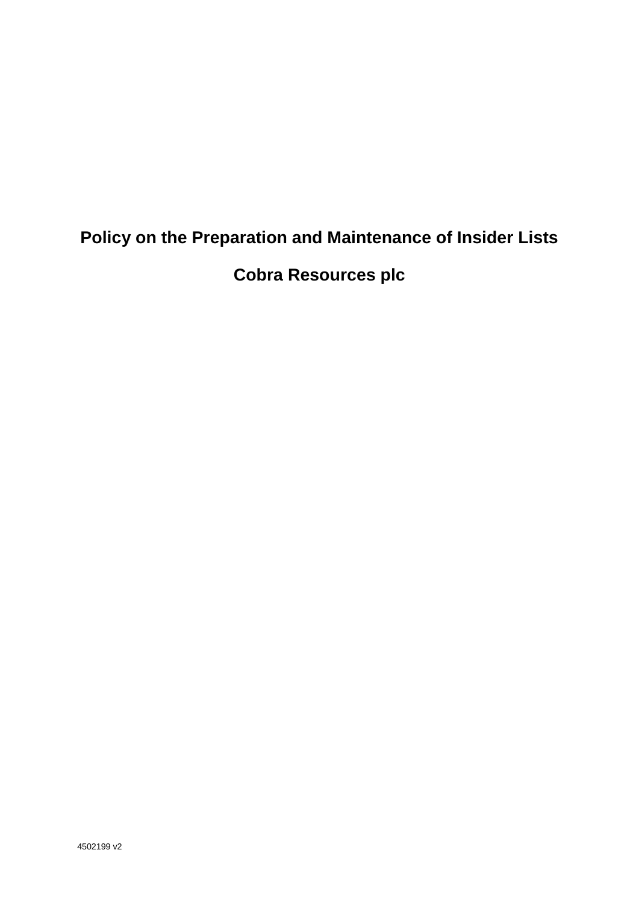# Policy on the Preparation and Maintenance of Insider Lists

# Cobra Resources plc

4502199 v2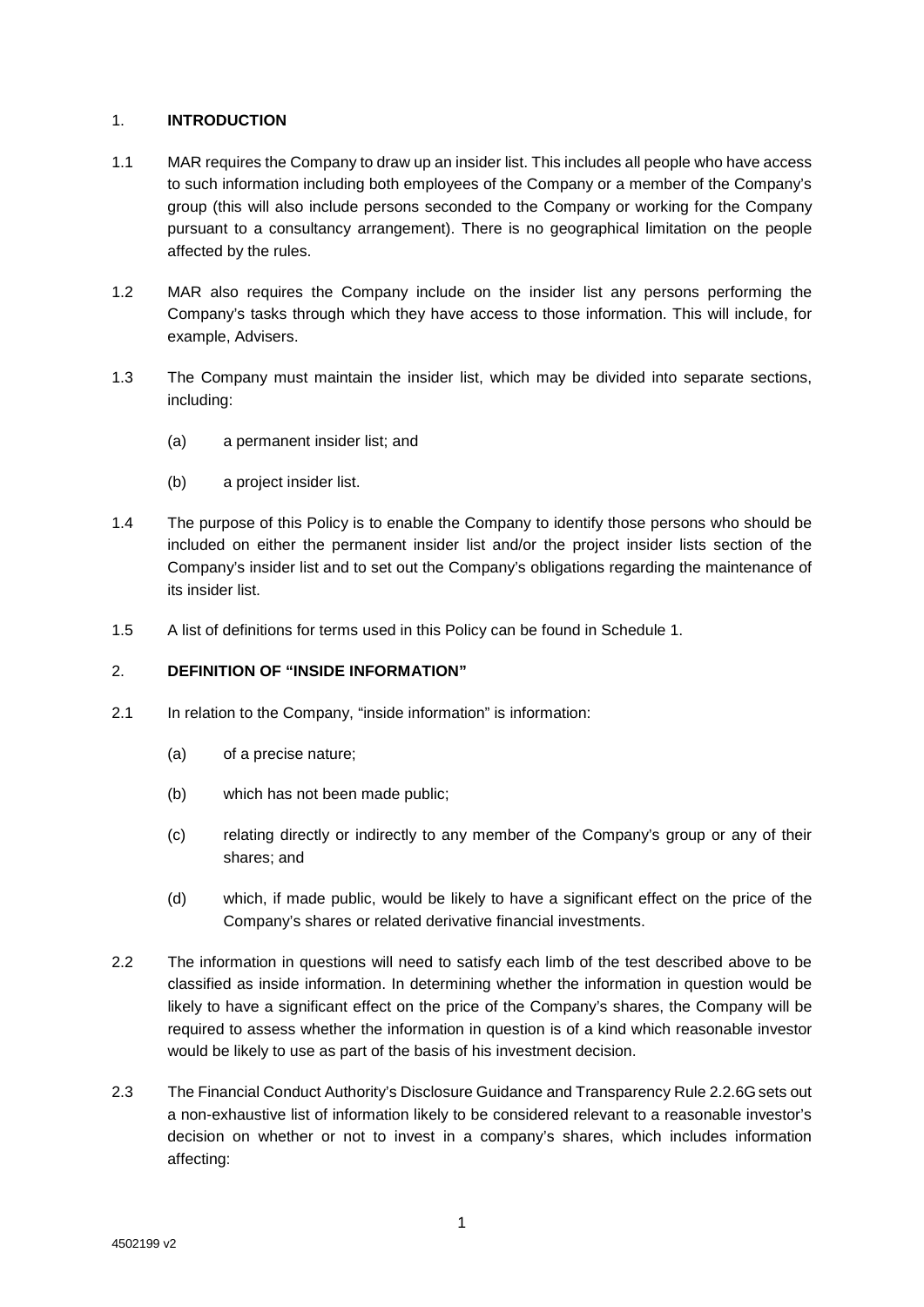## 1. INTRODUCTION

1.1 MAR requires the Company to draw up an insider list. This includes all people who have access to such information including both employees of the Company or a member of the Company's group (this will also include persons seconded to the Company or working for the Company pursuant to a consultancy arrangement). There is no geographical limitation on the people affected by the rules.

1.2 MAR also requires the Company include on the insider list any persons performing the Company's tasks through which they have access to those information. This will include, for example, Advisers.

1.3 The Company must maintain the insider list, which may be divided into separate sections, including:

(a) a permanent insider list; and

(b) a project insider list.

1.4 The purpose of this Policy is to enable the Company to identify those persons who should be included on either the permanent insider list and/or the project insider lists section of the Company's insider list and to set out the Company's obligations regarding the maintenance of its insider list.

1.5 A list of definitions for terms used in this Policy can be found in Schedule 1.

## 2. DEFINITION OF "INSIDE INFORMATION"

2.1 In relation to the Company, "inside information" is information:

(a) of a precise nature;

(b) which has not been made public;

(c) relating directly or indirectly to any member of the Company's group or any of their shares; and

(d) which, if made public, would be likely to have a significant effect on the price of the Company's shares or related derivative financial investments.

2.2 The information in questions will need to satisfy each limb of the test described above to be classified as inside information. In determining whether the information in question would be likely to have a significant effect on the price of the Company's shares, the Company will be required to assess whether the information in question is of a kind which reasonable investor would be likely to use as part of the basis of his investment decision.

2.3 The Financial Conduct Authority's Disclosure Guidance and Transparency Rule 2.2.6G sets out a non-exhaustive list of information likely to be considered relevant to a reasonable investor's decision on whether or not to invest in a company's shares, which includes information affecting: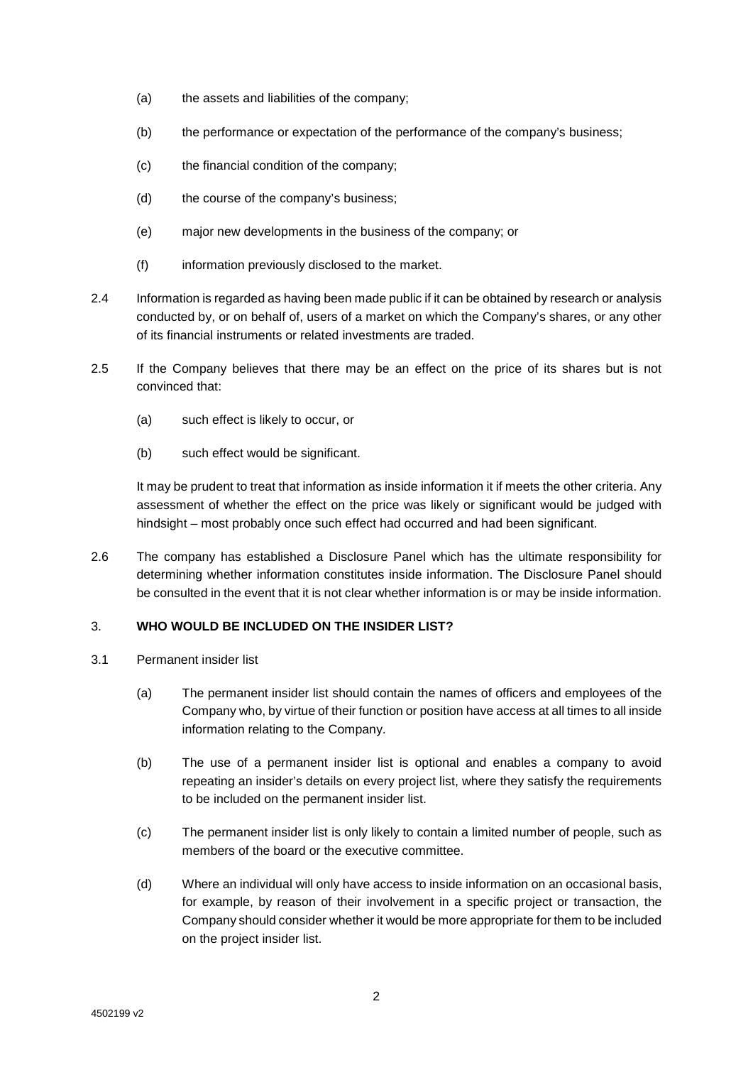(a) the assets and liabilities of the company;

(b) the performance or expectation of the performance of the company's business;

(c) the financial condition of the company;

(d) the course of the company's business;

(e) major new developments in the business of the company; or

(f) information previously disclosed to the market.

2.4 Information is regarded as having been made public if it can be obtained by research or analysis conducted by, or on behalf of, users of a market on which the Company's shares, or any other of its financial instruments or related investments are traded.

2.5 If the Company believes that there may be an effect on the price of its shares but is not convinced that:

(a) such effect is likely to occur, or

(b) such effect would be significant.

It may be prudent to treat that information as inside information it if meets the other criteria. Any assessment of whether the effect on the price was likely or significant would be judged with hindsight – most probably once such effect had occurred and had been significant.

2.6 The company has established a Disclosure Panel which has the ultimate responsibility for determining whether information constitutes inside information. The Disclosure Panel should be consulted in the event that it is not clear whether information is or may be inside information.

## 3. WHO WOULD BE INCLUDED ON THE INSIDER LIST?

3.1 Permanent insider list

(a) The permanent insider list should contain the names of officers and employees of the Company who, by virtue of their function or position have access at all times to all inside information relating to the Company.

(b) The use of a permanent insider list is optional and enables a company to avoid repeating an insider's details on every project list, where they satisfy the requirements to be included on the permanent insider list.

(c) The permanent insider list is only likely to contain a limited number of people, such as members of the board or the executive committee.

(d) Where an individual will only have access to inside information on an occasional basis, for example, by reason of their involvement in a specific project or transaction, the Company should consider whether it would be more appropriate for them to be included on the project insider list.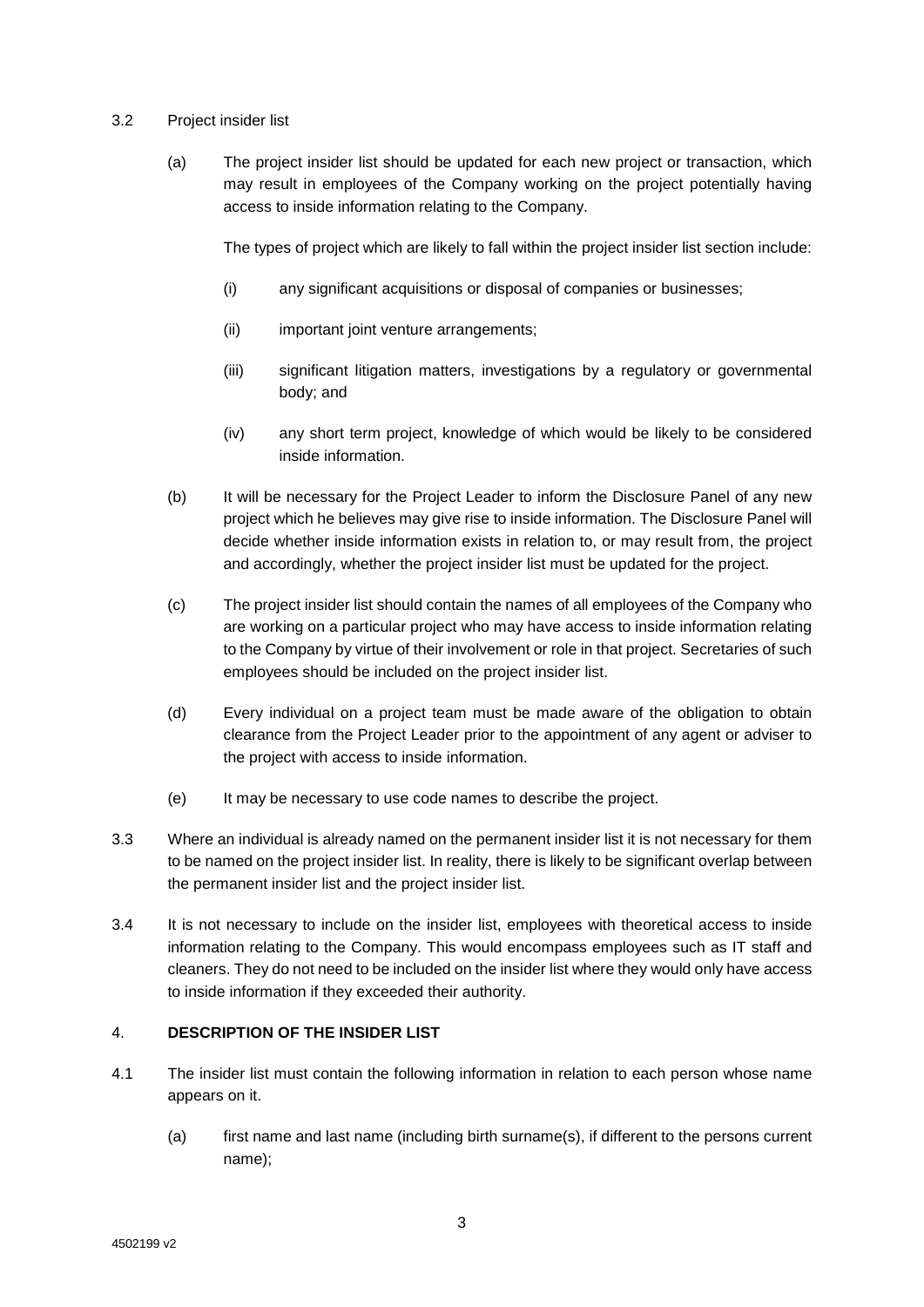3.2 Project insider list

(a) The project insider list should be updated for each new project or transaction, which may result in employees of the Company working on the project potentially having access to inside information relating to the Company.

The types of project which are likely to fall within the project insider list section include:

(i) any significant acquisitions or disposal of companies or businesses;

(ii) important joint venture arrangements;

(iii) significant litigation matters, investigations by a regulatory or governmental body; and

(iv) any short term project, knowledge of which would be likely to be considered inside information.

(b) It will be necessary for the Project Leader to inform the Disclosure Panel of any new project which he believes may give rise to inside information. The Disclosure Panel will decide whether inside information exists in relation to, or may result from, the project and accordingly, whether the project insider list must be updated for the project.

(c) The project insider list should contain the names of all employees of the Company who are working on a particular project who may have access to inside information relating to the Company by virtue of their involvement or role in that project. Secretaries of such employees should be included on the project insider list.

(d) Every individual on a project team must be made aware of the obligation to obtain clearance from the Project Leader prior to the appointment of any agent or adviser to the project with access to inside information.

(e) It may be necessary to use code names to describe the project.

3.3 Where an individual is already named on the permanent insider list it is not necessary for them to be named on the project insider list. In reality, there is likely to be significant overlap between the permanent insider list and the project insider list.

3.4 It is not necessary to include on the insider list, employees with theoretical access to inside information relating to the Company. This would encompass employees such as IT staff and cleaners. They do not need to be included on the insider list where they would only have access to inside information if they exceeded their authority.

## 4. DESCRIPTION OF THE INSIDER LIST

4.1 The insider list must contain the following information in relation to each person whose name appears on it.

(a) first name and last name (including birth surname(s), if different to the persons current name);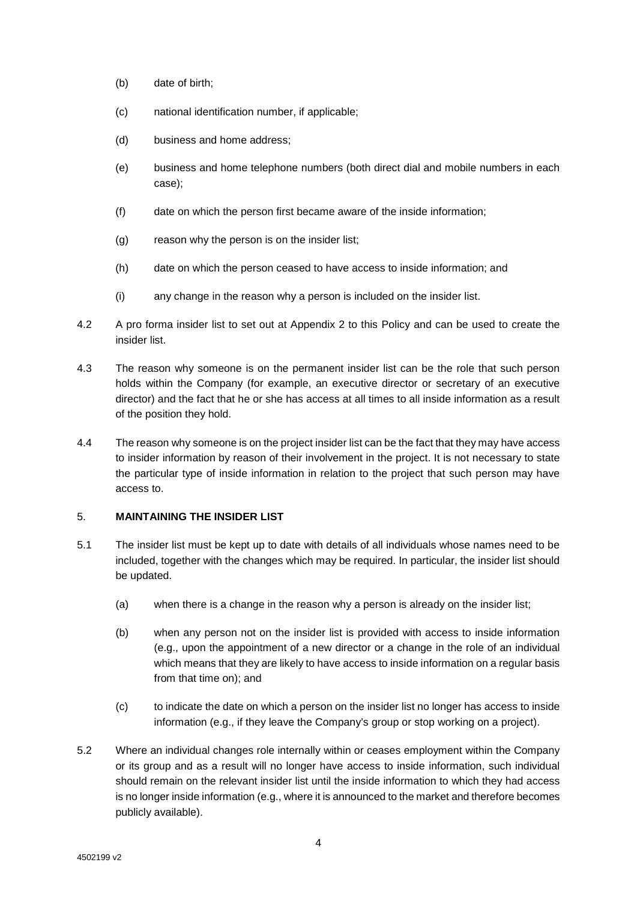(b) date of birth;

(c) national identification number, if applicable;

(d) business and home address;

(e) business and home telephone numbers (both direct dial and mobile numbers in each case);

(f) date on which the person first became aware of the inside information;

(g) reason why the person is on the insider list;

(h) date on which the person ceased to have access to inside information; and

(i) any change in the reason why a person is included on the insider list.

4.2 A pro forma insider list to set out at Appendix 2 to this Policy and can be used to create the insider list.

4.3 The reason why someone is on the permanent insider list can be the role that such person holds within the Company (for example, an executive director or secretary of an executive director) and the fact that he or she has access at all times to all inside information as a result of the position they hold.

4.4 The reason why someone is on the project insider list can be the fact that they may have access to insider information by reason of their involvement in the project. It is not necessary to state the particular type of inside information in relation to the project that such person may have access to.

## 5. MAINTAINING THE INSIDER LIST

5.1 The insider list must be kept up to date with details of all individuals whose names need to be included, together with the changes which may be required. In particular, the insider list should be updated.

(a) when there is a change in the reason why a person is already on the insider list;

(b) when any person not on the insider list is provided with access to inside information (e.g., upon the appointment of a new director or a change in the role of an individual which means that they are likely to have access to inside information on a regular basis from that time on); and

(c) to indicate the date on which a person on the insider list no longer has access to inside information (e.g., if they leave the Company's group or stop working on a project).

5.2 Where an individual changes role internally within or ceases employment within the Company or its group and as a result will no longer have access to inside information, such individual should remain on the relevant insider list until the inside information to which they had access is no longer inside information (e.g., where it is announced to the market and therefore becomes publicly available).

4502199 v2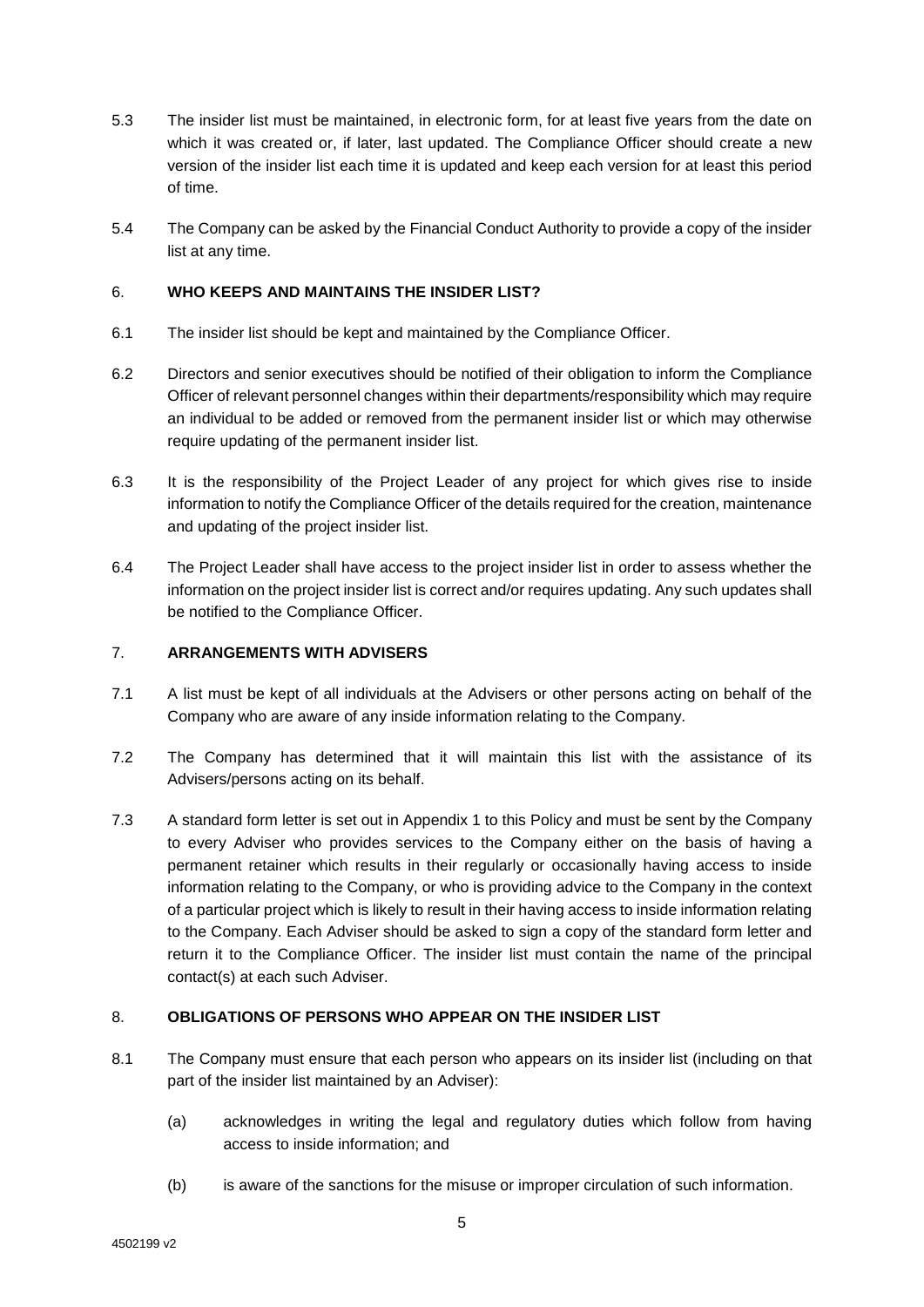5.3 The insider list must be maintained, in electronic form, for at least five years from the date on which it was created or, if later, last updated. The Compliance Officer should create a new version of the insider list each time it is updated and keep each version for at least this period of time.

5.4 The Company can be asked by the Financial Conduct Authority to provide a copy of the insider list at any time.

## 6. WHO KEEPS AND MAINTAINS THE INSIDER LIST?

6.1 The insider list should be kept and maintained by the Compliance Officer.

6.2 Directors and senior executives should be notified of their obligation to inform the Compliance Officer of relevant personnel changes within their departments/responsibility which may require an individual to be added or removed from the permanent insider list or which may otherwise require updating of the permanent insider list.

6.3 It is the responsibility of the Project Leader of any project for which gives rise to inside information to notify the Compliance Officer of the details required for the creation, maintenance and updating of the project insider list.

6.4 The Project Leader shall have access to the project insider list in order to assess whether the information on the project insider list is correct and/or requires updating. Any such updates shall be notified to the Compliance Officer.

## 7. ARRANGEMENTS WITH ADVISERS

7.1 A list must be kept of all individuals at the Advisers or other persons acting on behalf of the Company who are aware of any inside information relating to the Company.

7.2 The Company has determined that it will maintain this list with the assistance of its Advisers/persons acting on its behalf.

7.3 A standard form letter is set out in Appendix 1 to this Policy and must be sent by the Company to every Adviser who provides services to the Company either on the basis of having a permanent retainer which results in their regularly or occasionally having access to inside information relating to the Company, or who is providing advice to the Company in the context of a particular project which is likely to result in their having access to inside information relating to the Company. Each Adviser should be asked to sign a copy of the standard form letter and return it to the Compliance Officer. The insider list must contain the name of the principal contact(s) at each such Adviser.

## 8. OBLIGATIONS OF PERSONS WHO APPEAR ON THE INSIDER LIST

8.1 The Company must ensure that each person who appears on its insider list (including on that part of the insider list maintained by an Adviser):

(a) acknowledges in writing the legal and regulatory duties which follow from having access to inside information; and

(b) is aware of the sanctions for the misuse or improper circulation of such information.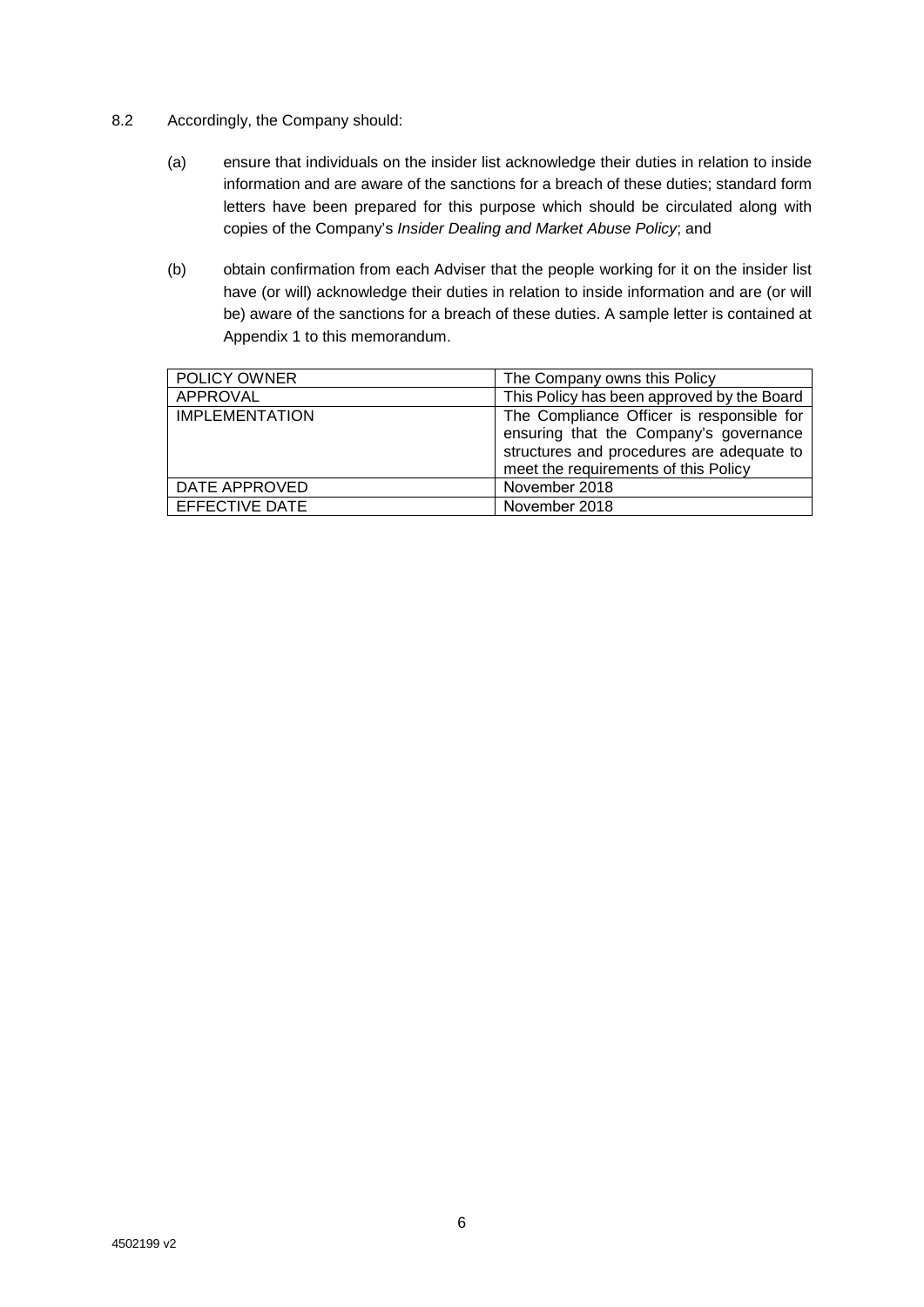8.2 Accordingly, the Company should:

(a) ensure that individuals on the insider list acknowledge their duties in relation to inside information and are aware of the sanctions for a breach of these duties; standard form letters have been prepared for this purpose which should be circulated along with copies of the Company's *Insider Dealing and Market Abuse Policy*; and

(b) obtain confirmation from each Adviser that the people working for it on the insider list have (or will) acknowledge their duties in relation to inside information and are (or will be) aware of the sanctions for a breach of these duties. A sample letter is contained at Appendix 1 to this memorandum.

| POLICY OWNER | The Company owns this Policy |
| --- | --- |
| APPROVAL | This Policy has been approved by the Board |
| IMPLEMENTATION | The Compliance Officer is responsible for ensuring that the Company's governance structures and procedures are adequate to meet the requirements of this Policy |
| DATE APPROVED | November 2018 |
| EFFECTIVE DATE | November 2018 |

4502199 v2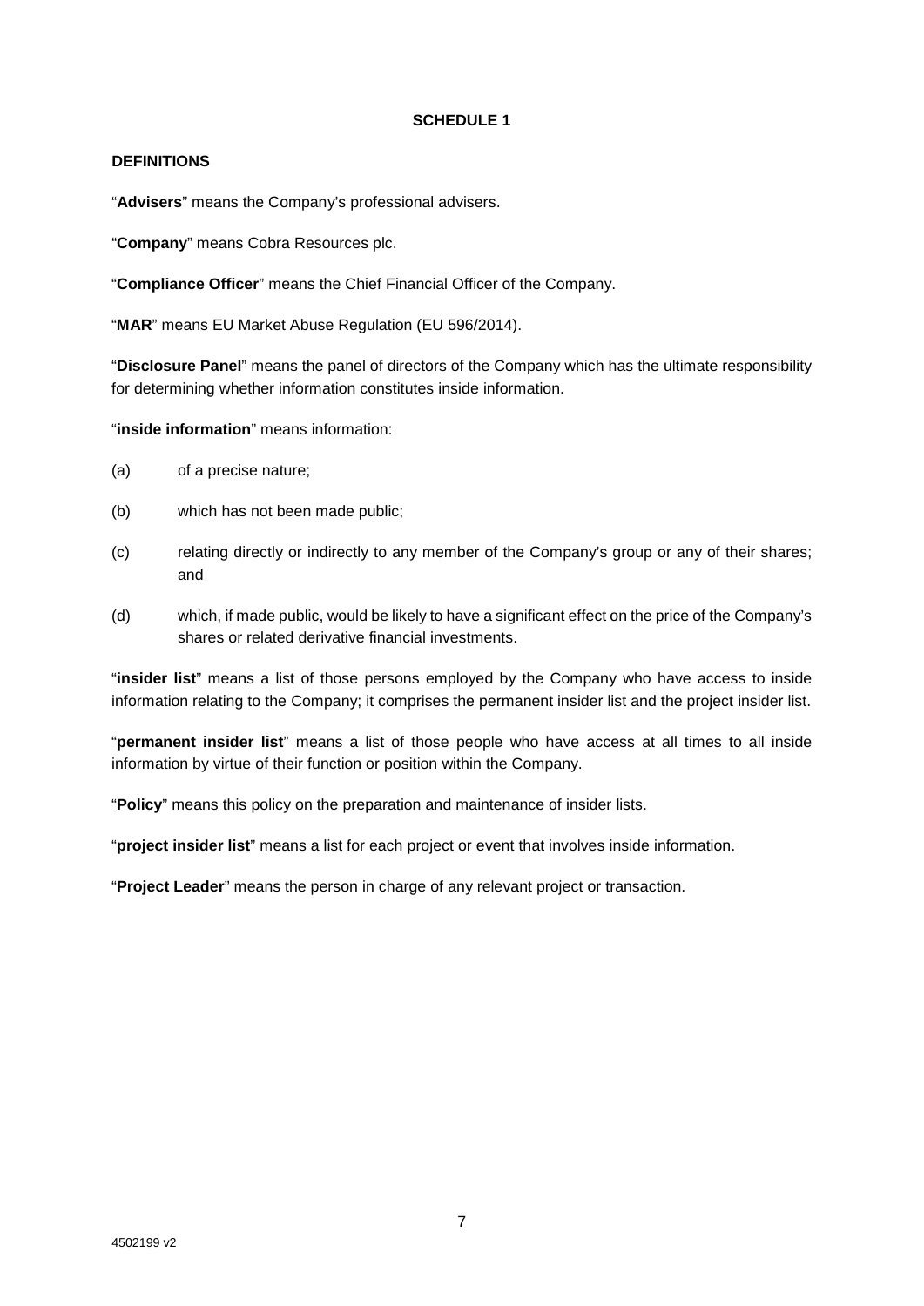## SCHEDULE 1

### DEFINITIONS

"**Advisers**" means the Company's professional advisers.

"**Company**" means Cobra Resources plc.

"**Compliance Officer**" means the Chief Financial Officer of the Company.

"**MAR**" means EU Market Abuse Regulation (EU 596/2014).

"**Disclosure Panel**" means the panel of directors of the Company which has the ultimate responsibility for determining whether information constitutes inside information.

"**inside information**" means information:

(a) of a precise nature;

(b) which has not been made public;

(c) relating directly or indirectly to any member of the Company's group or any of their shares; and

(d) which, if made public, would be likely to have a significant effect on the price of the Company's shares or related derivative financial investments.

"**insider list**" means a list of those persons employed by the Company who have access to inside information relating to the Company; it comprises the permanent insider list and the project insider list.

"**permanent insider list**" means a list of those people who have access at all times to all inside information by virtue of their function or position within the Company.

"**Policy**" means this policy on the preparation and maintenance of insider lists.

"**project insider list**" means a list for each project or event that involves inside information.

"**Project Leader**" means the person in charge of any relevant project or transaction.

4502199 v2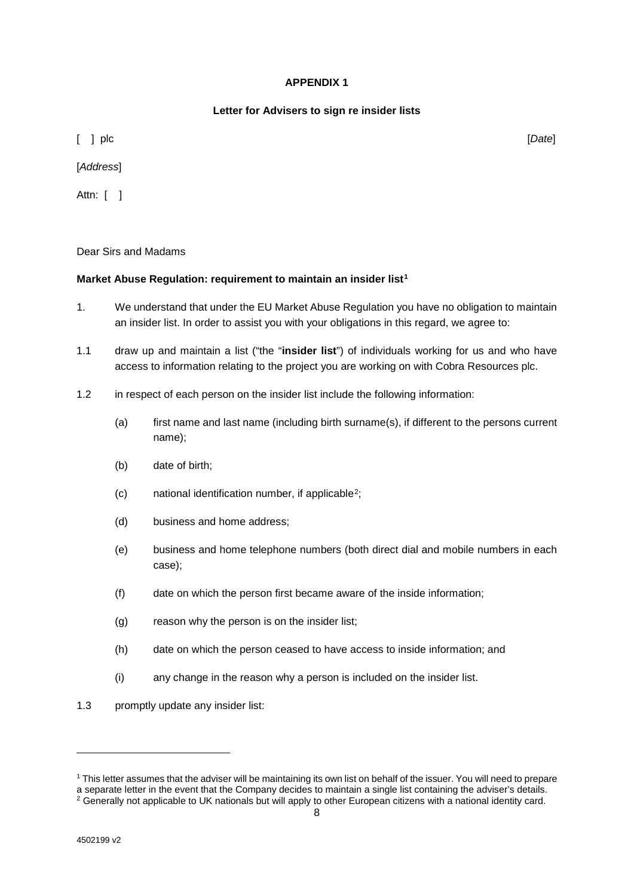**APPENDIX 1**

**Letter for Advisers to sign re insider lists**

[ ] plc [*Date*]

[*Address*]

Attn: [ ]

Dear Sirs and Madams

**Market Abuse Regulation: requirement to maintain an insider list**[1]

1. We understand that under the EU Market Abuse Regulation you have no obligation to maintain an insider list. In order to assist you with your obligations in this regard, we agree to:

1.1 draw up and maintain a list ("the "**insider list**") of individuals working for us and who have access to information relating to the project you are working on with Cobra Resources plc.

1.2 in respect of each person on the insider list include the following information:

(a) first name and last name (including birth surname(s), if different to the persons current name);

(b) date of birth;

(c) national identification number, if applicable[2];

(d) business and home address;

(e) business and home telephone numbers (both direct dial and mobile numbers in each case);

(f) date on which the person first became aware of the inside information;

(g) reason why the person is on the insider list;

(h) date on which the person ceased to have access to inside information; and

(i) any change in the reason why a person is included on the insider list.

1.3 promptly update any insider list:

---

[1] This letter assumes that the adviser will be maintaining its own list on behalf of the issuer. You will need to prepare a separate letter in the event that the Company decides to maintain a single list containing the adviser's details.

[2] Generally not applicable to UK nationals but will apply to other European citizens with a national identity card.

4502199 v2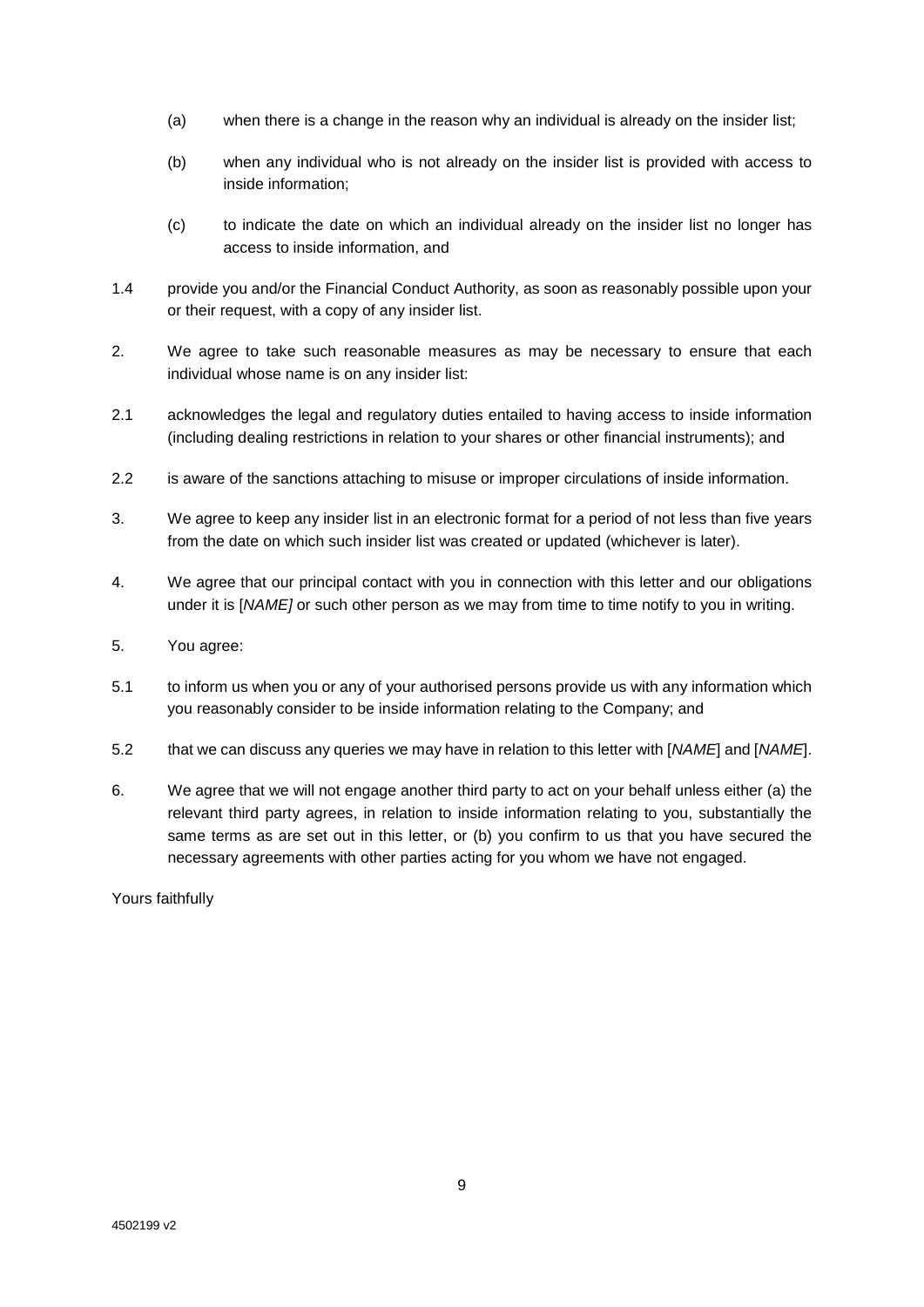(a) when there is a change in the reason why an individual is already on the insider list;

(b) when any individual who is not already on the insider list is provided with access to inside information;

(c) to indicate the date on which an individual already on the insider list no longer has access to inside information, and

1.4 provide you and/or the Financial Conduct Authority, as soon as reasonably possible upon your or their request, with a copy of any insider list.

2. We agree to take such reasonable measures as may be necessary to ensure that each individual whose name is on any insider list:

2.1 acknowledges the legal and regulatory duties entailed to having access to inside information (including dealing restrictions in relation to your shares or other financial instruments); and

2.2 is aware of the sanctions attaching to misuse or improper circulations of inside information.

3. We agree to keep any insider list in an electronic format for a period of not less than five years from the date on which such insider list was created or updated (whichever is later).

4. We agree that our principal contact with you in connection with this letter and our obligations under it is [*NAME]* or such other person as we may from time to time notify to you in writing.

5. You agree:

5.1 to inform us when you or any of your authorised persons provide us with any information which you reasonably consider to be inside information relating to the Company; and

5.2 that we can discuss any queries we may have in relation to this letter with [*NAME*] and [*NAME*].

6. We agree that we will not engage another third party to act on your behalf unless either (a) the relevant third party agrees, in relation to inside information relating to you, substantially the same terms as are set out in this letter, or (b) you confirm to us that you have secured the necessary agreements with other parties acting for you whom we have not engaged.

Yours faithfully

4502199 v2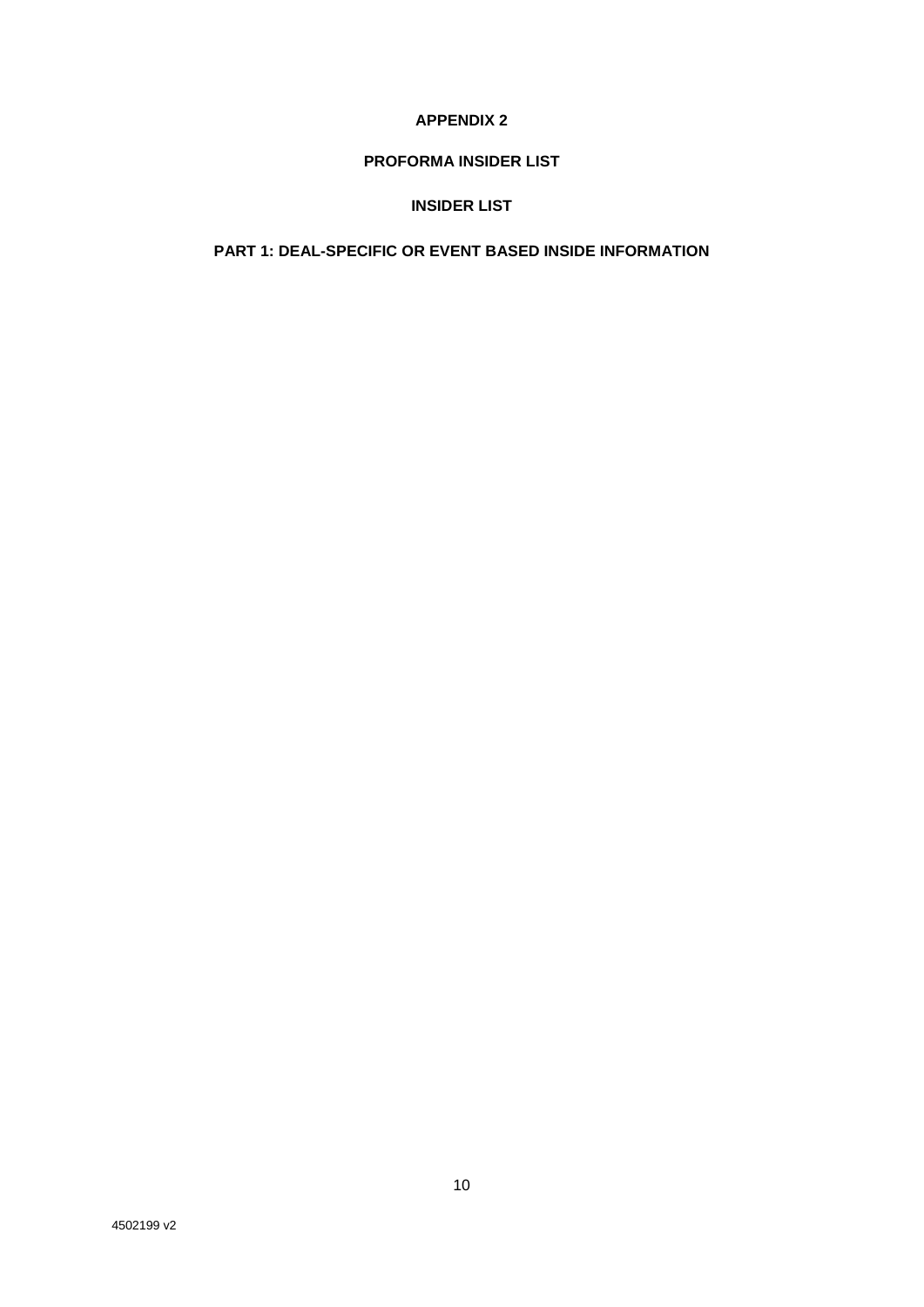# APPENDIX 2

## PROFORMA INSIDER LIST

## INSIDER LIST

### PART 1: DEAL-SPECIFIC OR EVENT BASED INSIDE INFORMATION

4502199 v2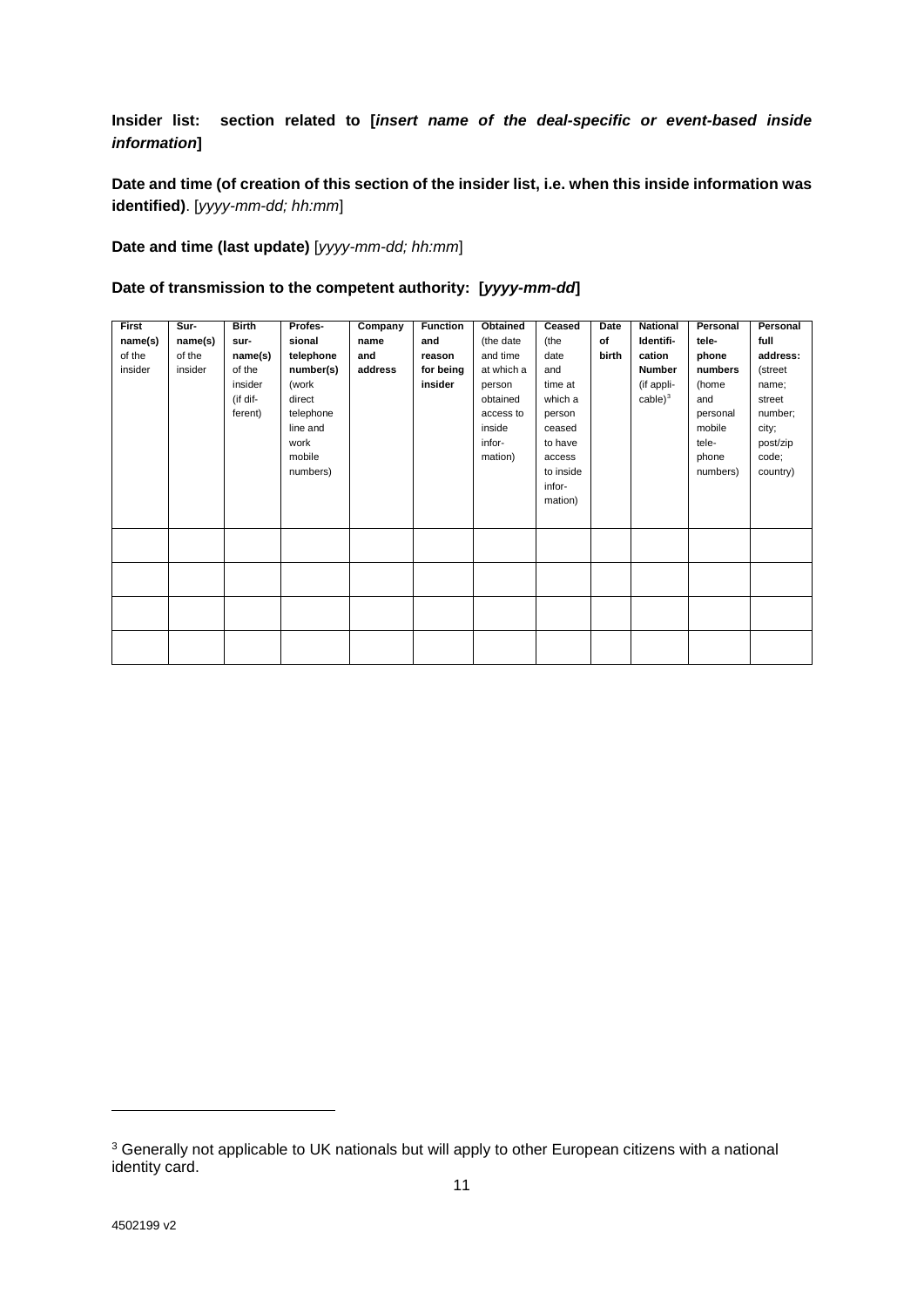**Insider list: section related to [*insert name of the deal-specific or event-based inside information*]**

**Date and time (of creation of this section of the insider list, i.e. when this inside information was identified)**. [*yyyy-mm-dd; hh:mm*]

**Date and time (last update)** [*yyyy-mm-dd; hh:mm*]

**Date of transmission to the competent authority: [*yyyy-mm-dd*]**

| **First name(s)** of the insider | **Sur-name(s)** of the insider | **Birth sur-name(s)** of the insider (if dif-ferent) | **Profes-sional telephone number(s)** (work direct telephone line and work mobile numbers) | **Company name and address** | **Function and reason for being insider** | **Obtained** (the date and time at which a person obtained access to inside infor-mation) | **Ceased** (the date and time at which a person ceased to have access to inside infor-mation) | **Date of birth** | **National Identifi-cation Number** (if appli-cable)[3] | **Personal tele-phone numbers** (home and personal mobile tele-phone numbers) | **Personal full address:** (street name; street number; city; post/zip code; country) |
|---|---|---|---|---|---|---|---|---|---|---|---|
| | | | | | | | | | | | |
| | | | | | | | | | | | |
| | | | | | | | | | | | |
| | | | | | | | | | | | |

[3] Generally not applicable to UK nationals but will apply to other European citizens with a national identity card.

4502199 v2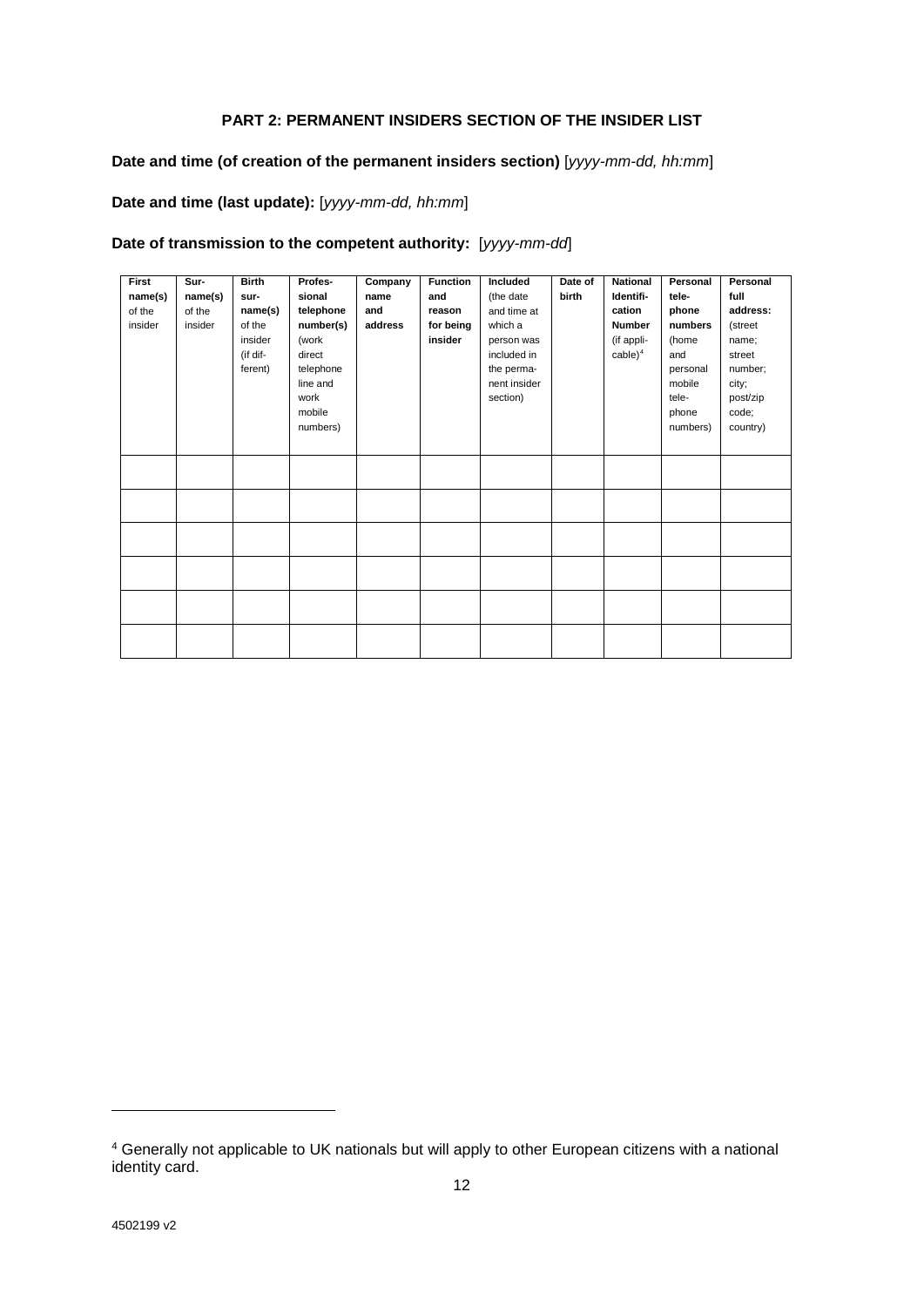## PART 2: PERMANENT INSIDERS SECTION OF THE INSIDER LIST

**Date and time (of creation of the permanent insiders section)** [*yyyy-mm-dd, hh:mm*]

**Date and time (last update):** [*yyyy-mm-dd, hh:mm*]

**Date of transmission to the competent authority:** [*yyyy-mm-dd*]

| **First name(s)** of the insider | **Sur-name(s)** of the insider | **Birth sur-name(s)** of the insider (if dif-ferent) | **Profes-sional telephone number(s)** (work direct telephone line and work mobile numbers) | **Company name and address** | **Function and reason for being insider** | **Included** (the date and time at which a person was included in the perma-nent insider section) | **Date of birth** | **National Identifi-cation Number** (if appli-cable)[4] | **Personal tele-phone numbers** (home and personal mobile tele-phone numbers) | **Personal full address:** (street name; street number; city; post/zip code; country) |
|---|---|---|---|---|---|---|---|---|---|---|
| | | | | | | | | | | |
| | | | | | | | | | | |
| | | | | | | | | | | |
| | | | | | | | | | | |
| | | | | | | | | | | |
| | | | | | | | | | | |

[4] Generally not applicable to UK nationals but will apply to other European citizens with a national identity card.

4502199 v2